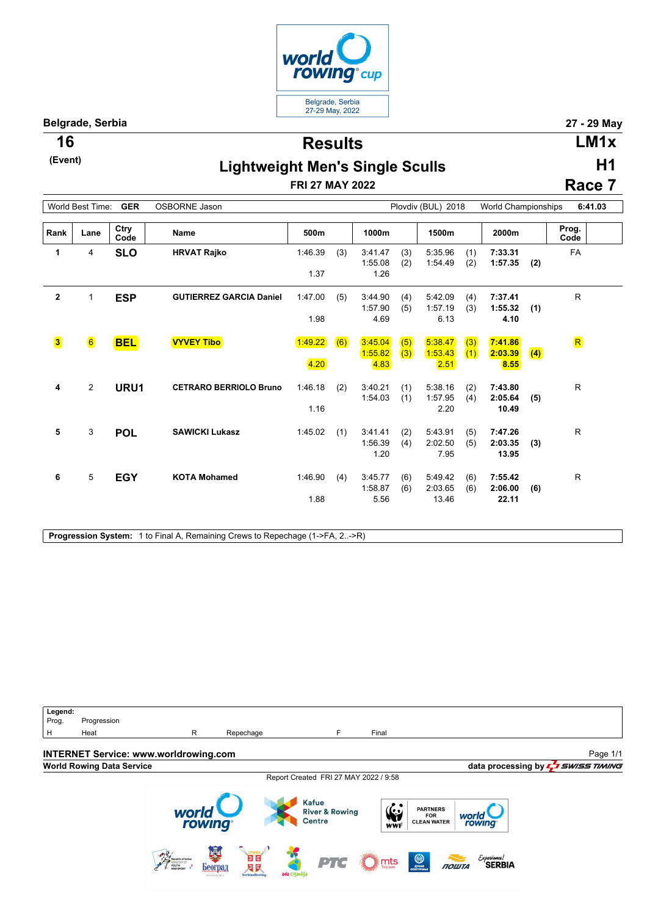world rowing cup

Belgrade, Serbia
27-29 May, 2022

**Belgrade, Serbia** — **27 - 29 May**

# Results

## Lightweight Men's Single Sculls

**16** (Event) — **FRI 27 MAY 2022** — **LM1x** **H1** **Race 7**

| World Best Time: | GER | OSBORNE Jason | Plovdiv (BUL) 2018 | World Championships | 6:41.03 |
|---|---|---|---|---|---|

| Rank | Lane | Ctry Code | Name | 500m | | 1000m | | 1500m | | 2000m | | Prog. Code |
|---|---|---|---|---|---|---|---|---|---|---|---|---|
| 1 | 4 | **SLO** | **HRVAT Rajko** | 1:46.39 | (3) | 3:41.47 | (3) | 5:35.96 | (1) | **7:33.31** | | FA |
| | | | | | | 1:55.08 | (2) | 1:54.49 | (2) | **1:57.35** | **(2)** | |
| | | | | 1.37 | | 1.26 | | | | | | |
| 2 | 1 | **ESP** | **GUTIERREZ GARCIA Daniel** | 1:47.00 | (5) | 3:44.90 | (4) | 5:42.09 | (4) | **7:37.41** | | R |
| | | | | | | 1:57.90 | (5) | 1:57.19 | (3) | **1:55.32** | **(1)** | |
| | | | | 1.98 | | 4.69 | | 6.13 | | **4.10** | | |
| 3 | 6 | **BEL** | **VYVEY Tibo** | 1:49.22 | (6) | 3:45.04 | (5) | 5:38.47 | (3) | **7:41.86** | | R |
| | | | | | | 1:55.82 | (3) | 1:53.43 | (1) | **2:03.39** | **(4)** | |
| | | | | 4.20 | | 4.83 | | 2.51 | | **8.55** | | |
| 4 | 2 | **URU1** | **CETRARO BERRIOLO Bruno** | 1:46.18 | (2) | 3:40.21 | (1) | 5:38.16 | (2) | **7:43.80** | | R |
| | | | | | | 1:54.03 | (1) | 1:57.95 | (4) | **2:05.64** | **(5)** | |
| | | | | 1.16 | | | | 2.20 | | **10.49** | | |
| 5 | 3 | **POL** | **SAWICKI Lukasz** | 1:45.02 | (1) | 3:41.41 | (2) | 5:43.91 | (5) | **7:47.26** | | R |
| | | | | | | 1:56.39 | (4) | 2:02.50 | (5) | **2:03.35** | **(3)** | |
| | | | | | | 1.20 | | 7.95 | | **13.95** | | |
| 6 | 5 | **EGY** | **KOTA Mohamed** | 1:46.90 | (4) | 3:45.77 | (6) | 5:49.42 | (6) | **7:55.42** | | R |
| | | | | | | 1:58.87 | (6) | 2:03.65 | (6) | **2:06.00** | **(6)** | |
| | | | | 1.88 | | 5.56 | | 13.46 | | **22.11** | | |

**Progression System:** 1 to Final A, Remaining Crews to Repechage (1->FA, 2..->R)

**Legend:**

| | | | | | |
|---|---|---|---|---|---|
| Prog. | Progression | | | | |
| H | Heat | R | Repechage | F | Final |

**INTERNET Service: www.worldrowing.com**

**World Rowing Data Service** — data processing by SWISS TIMING

Report Created FRI 27 MAY 2022 / 9:58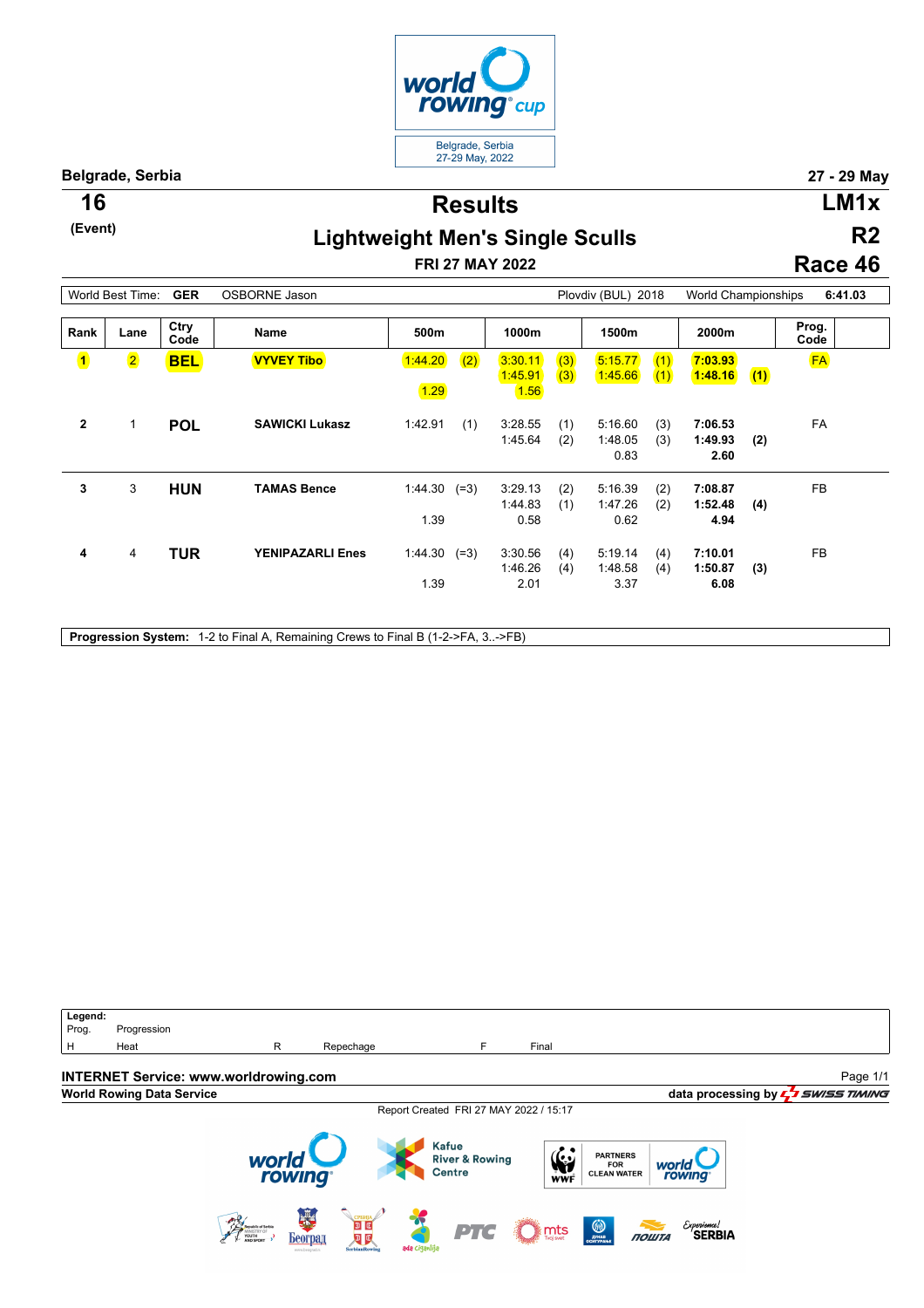Belgrade, Serbia — 27 - 29 May

**16** (Event)

# Results

## Lightweight Men's Single Sculls

**FRI 27 MAY 2022**

**LM1x** **R2** **Race 46**

| World Best Time: | GER | OSBORNE Jason | Plovdiv (BUL) 2018 | World Championships | 6:41.03 |
|---|---|---|---|---|---|

| Rank | Lane | Ctry Code | Name | 500m | | 1000m | | 1500m | | 2000m | | Prog. Code |
|---|---|---|---|---|---|---|---|---|---|---|---|---|
| **1** | 2 | **BEL** | **VYVEY Tibo** | 1:44.20 | (2) | 3:30.11 | (3) | 5:15.77 | (1) | **7:03.93** | | FA |
| | | | | | | 1:45.91 | (3) | 1:45.66 | (1) | **1:48.16** | **(1)** | |
| | | | | 1.29 | | 1.56 | | | | | | |
| **2** | 1 | **POL** | **SAWICKI Lukasz** | 1:42.91 | (1) | 3:28.55 | (1) | 5:16.60 | (3) | **7:06.53** | | FA |
| | | | | | | 1:45.64 | (2) | 1:48.05 | (3) | **1:49.93** | **(2)** | |
| | | | | | | | | 0.83 | | **2.60** | | |
| **3** | 3 | **HUN** | **TAMAS Bence** | 1:44.30 | (=3) | 3:29.13 | (2) | 5:16.39 | (2) | **7:08.87** | | FB |
| | | | | | | 1:44.83 | (1) | 1:47.26 | (2) | **1:52.48** | **(4)** | |
| | | | | 1.39 | | 0.58 | | 0.62 | | **4.94** | | |
| **4** | 4 | **TUR** | **YENIPAZARLI Enes** | 1:44.30 | (=3) | 3:30.56 | (4) | 5:19.14 | (4) | **7:10.01** | | FB |
| | | | | | | 1:46.26 | (4) | 1:48.58 | (4) | **1:50.87** | **(3)** | |
| | | | | 1.39 | | 2.01 | | 3.37 | | **6.08** | | |

**Progression System:** 1-2 to Final A, Remaining Crews to Final B (1-2->FA, 3..->FB)

**Legend:**
Prog. Progression
H Heat — R Repechage — F Final

**INTERNET Service: www.worldrowing.com**
**World Rowing Data Service** — data processing by SWISS TIMING
Report Created FRI 27 MAY 2022 / 15:17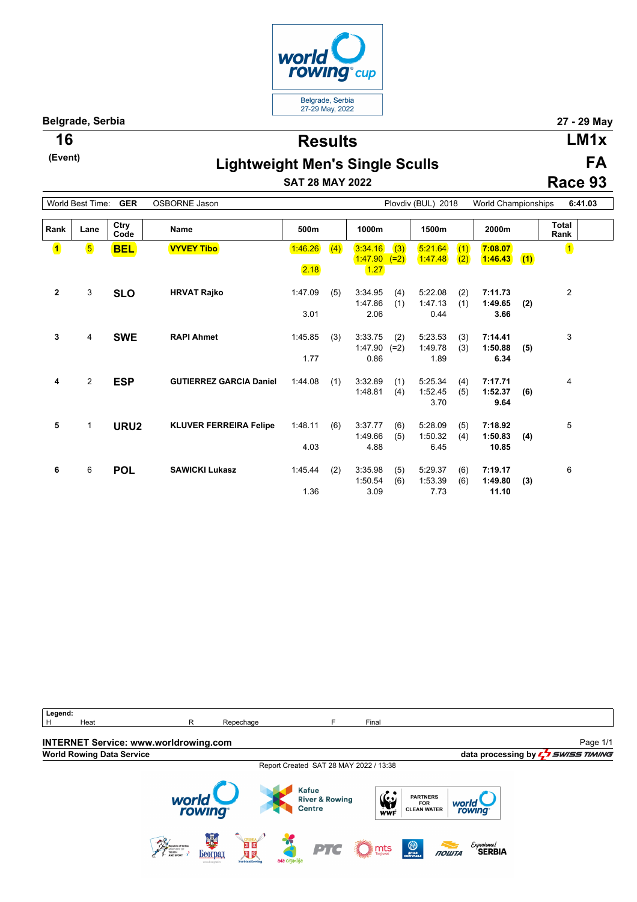Belgrade, Serbia
27-29 May, 2022

**Belgrade, Serbia** — **27 - 29 May**

# Results

## 16 (Event) — LM1x

## Lightweight Men's Single Sculls — FA

**SAT 28 MAY 2022** — **Race 93**

| World Best Time: | GER | OSBORNE Jason | Plovdiv (BUL) 2018 | World Championships | 6:41.03 |
|---|---|---|---|---|---|

| Rank | Lane | Ctry Code | Name | 500m | | 1000m | | 1500m | | 2000m | | Total Rank |
|---|---|---|---|---|---|---|---|---|---|---|---|---|
| 1 | 5 | **BEL** | **VYVEY Tibo** | 1:46.26 | (4) | 3:34.16 | (3) | 5:21.64 | (1) | **7:08.07** | | 1 |
| | | | | | | 1:47.90 | (=2) | 1:47.48 | (2) | **1:46.43** | **(1)** | |
| | | | | 2.18 | | 1.27 | | | | | | |
| 2 | 3 | **SLO** | **HRVAT Rajko** | 1:47.09 | (5) | 3:34.95 | (4) | 5:22.08 | (2) | **7:11.73** | | 2 |
| | | | | | | 1:47.86 | (1) | 1:47.13 | (1) | **1:49.65** | **(2)** | |
| | | | | 3.01 | | 2.06 | | 0.44 | | **3.66** | | |
| 3 | 4 | **SWE** | **RAPI Ahmet** | 1:45.85 | (3) | 3:33.75 | (2) | 5:23.53 | (3) | **7:14.41** | | 3 |
| | | | | | | 1:47.90 | (=2) | 1:49.78 | (3) | **1:50.88** | **(5)** | |
| | | | | 1.77 | | 0.86 | | 1.89 | | **6.34** | | |
| 4 | 2 | **ESP** | **GUTIERREZ GARCIA Daniel** | 1:44.08 | (1) | 3:32.89 | (1) | 5:25.34 | (4) | **7:17.71** | | 4 |
| | | | | | | 1:48.81 | (4) | 1:52.45 | (5) | **1:52.37** | **(6)** | |
| | | | | | | | | 3.70 | | **9.64** | | |
| 5 | 1 | **URU2** | **KLUVER FERREIRA Felipe** | 1:48.11 | (6) | 3:37.77 | (6) | 5:28.09 | (5) | **7:18.92** | | 5 |
| | | | | | | 1:49.66 | (5) | 1:50.32 | (4) | **1:50.83** | **(4)** | |
| | | | | 4.03 | | 4.88 | | 6.45 | | **10.85** | | |
| 6 | 6 | **POL** | **SAWICKI Lukasz** | 1:45.44 | (2) | 3:35.98 | (5) | 5:29.37 | (6) | **7:19.17** | | 6 |
| | | | | | | 1:50.54 | (6) | 1:53.39 | (6) | **1:49.80** | **(3)** | |
| | | | | 1.36 | | 3.09 | | 7.73 | | **11.10** | | |

**Legend:**
H Heat — R Repechage — F Final

**INTERNET Service: www.worldrowing.com**
**World Rowing Data Service** — **data processing by SWISS TIMING**

Report Created SAT 28 MAY 2022 / 13:38